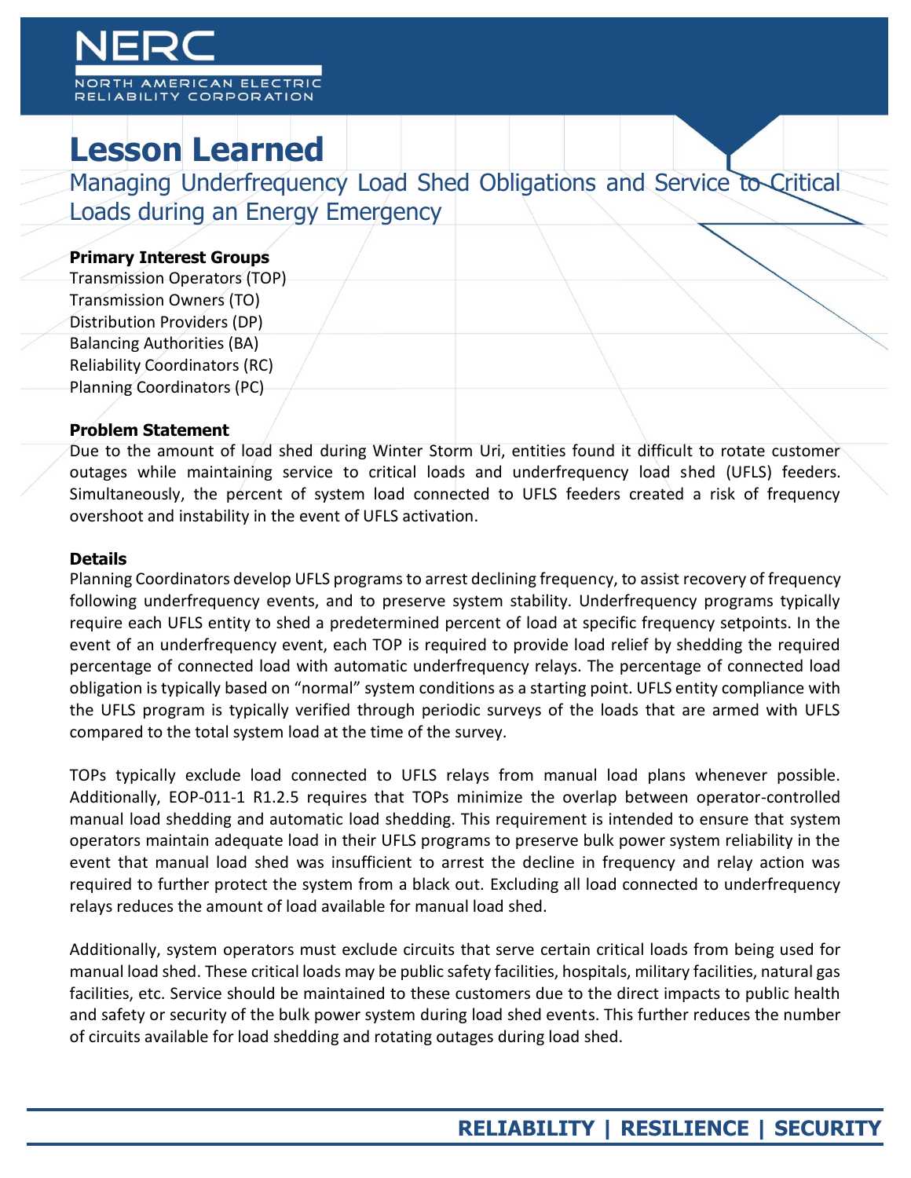# Lesson Learned

## Managing Underfrequency Load Shed Obligations and Service to Critical Loads during an Energy Emergency

### Primary Interest Groups

Transmission Operators (TOP)
Transmission Owners (TO)
Distribution Providers (DP)
Balancing Authorities (BA)
Reliability Coordinators (RC)
Planning Coordinators (PC)

### Problem Statement

Due to the amount of load shed during Winter Storm Uri, entities found it difficult to rotate customer outages while maintaining service to critical loads and underfrequency load shed (UFLS) feeders. Simultaneously, the percent of system load connected to UFLS feeders created a risk of frequency overshoot and instability in the event of UFLS activation.

### Details

Planning Coordinators develop UFLS programs to arrest declining frequency, to assist recovery of frequency following underfrequency events, and to preserve system stability. Underfrequency programs typically require each UFLS entity to shed a predetermined percent of load at specific frequency setpoints. In the event of an underfrequency event, each TOP is required to provide load relief by shedding the required percentage of connected load with automatic underfrequency relays. The percentage of connected load obligation is typically based on "normal" system conditions as a starting point. UFLS entity compliance with the UFLS program is typically verified through periodic surveys of the loads that are armed with UFLS compared to the total system load at the time of the survey.

TOPs typically exclude load connected to UFLS relays from manual load plans whenever possible. Additionally, EOP-011-1 R1.2.5 requires that TOPs minimize the overlap between operator-controlled manual load shedding and automatic load shedding. This requirement is intended to ensure that system operators maintain adequate load in their UFLS programs to preserve bulk power system reliability in the event that manual load shed was insufficient to arrest the decline in frequency and relay action was required to further protect the system from a black out. Excluding all load connected to underfrequency relays reduces the amount of load available for manual load shed.

Additionally, system operators must exclude circuits that serve certain critical loads from being used for manual load shed. These critical loads may be public safety facilities, hospitals, military facilities, natural gas facilities, etc. Service should be maintained to these customers due to the direct impacts to public health and safety or security of the bulk power system during load shed events. This further reduces the number of circuits available for load shedding and rotating outages during load shed.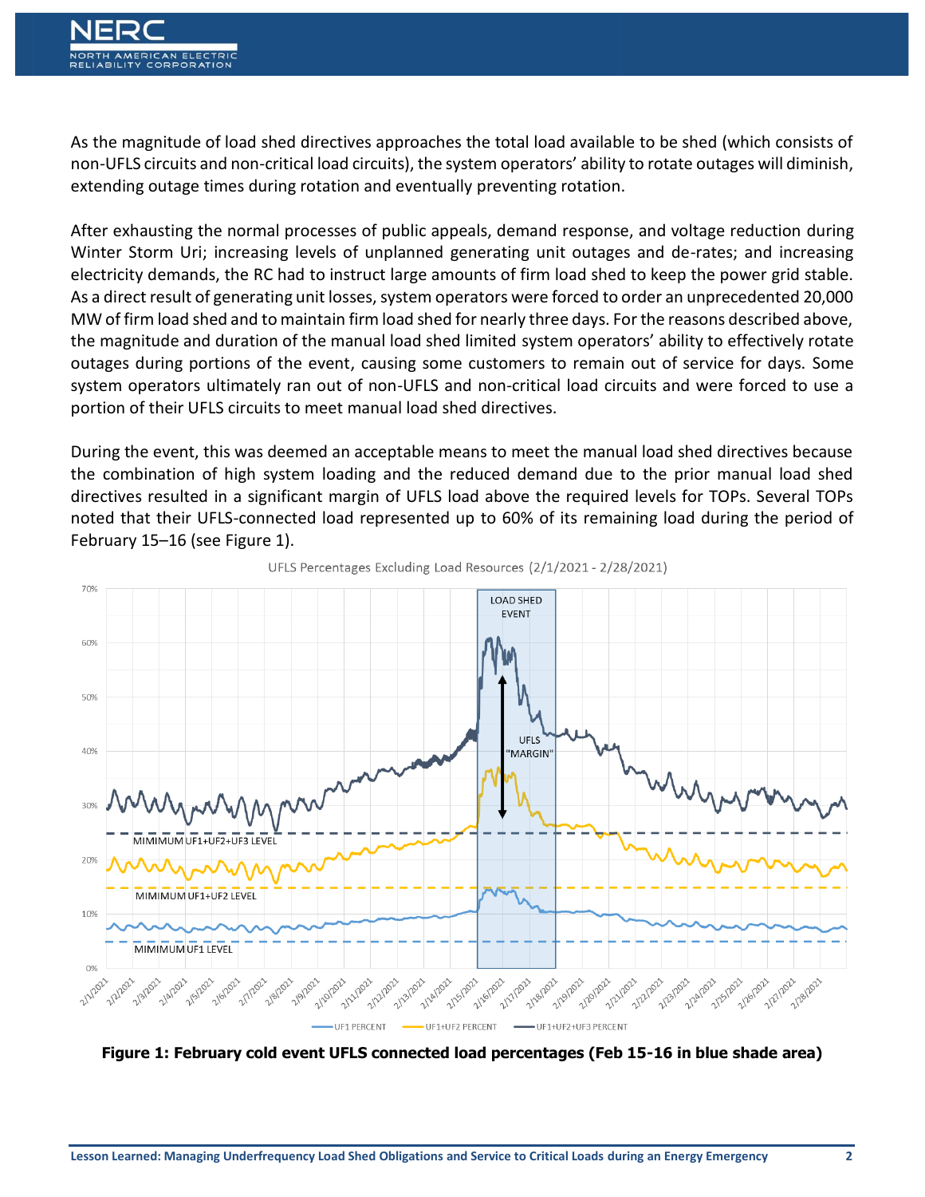As the magnitude of load shed directives approaches the total load available to be shed (which consists of non-UFLS circuits and non-critical load circuits), the system operators' ability to rotate outages will diminish, extending outage times during rotation and eventually preventing rotation.

After exhausting the normal processes of public appeals, demand response, and voltage reduction during Winter Storm Uri; increasing levels of unplanned generating unit outages and de-rates; and increasing electricity demands, the RC had to instruct large amounts of firm load shed to keep the power grid stable. As a direct result of generating unit losses, system operators were forced to order an unprecedented 20,000 MW of firm load shed and to maintain firm load shed for nearly three days. For the reasons described above, the magnitude and duration of the manual load shed limited system operators' ability to effectively rotate outages during portions of the event, causing some customers to remain out of service for days. Some system operators ultimately ran out of non-UFLS and non-critical load circuits and were forced to use a portion of their UFLS circuits to meet manual load shed directives.

During the event, this was deemed an acceptable means to meet the manual load shed directives because the combination of high system loading and the reduced demand due to the prior manual load shed directives resulted in a significant margin of UFLS load above the required levels for TOPs. Several TOPs noted that their UFLS-connected load represented up to 60% of its remaining load during the period of February 15–16 (see Figure 1).

**Figure 1: February cold event UFLS connected load percentages (Feb 15-16 in blue shade area)**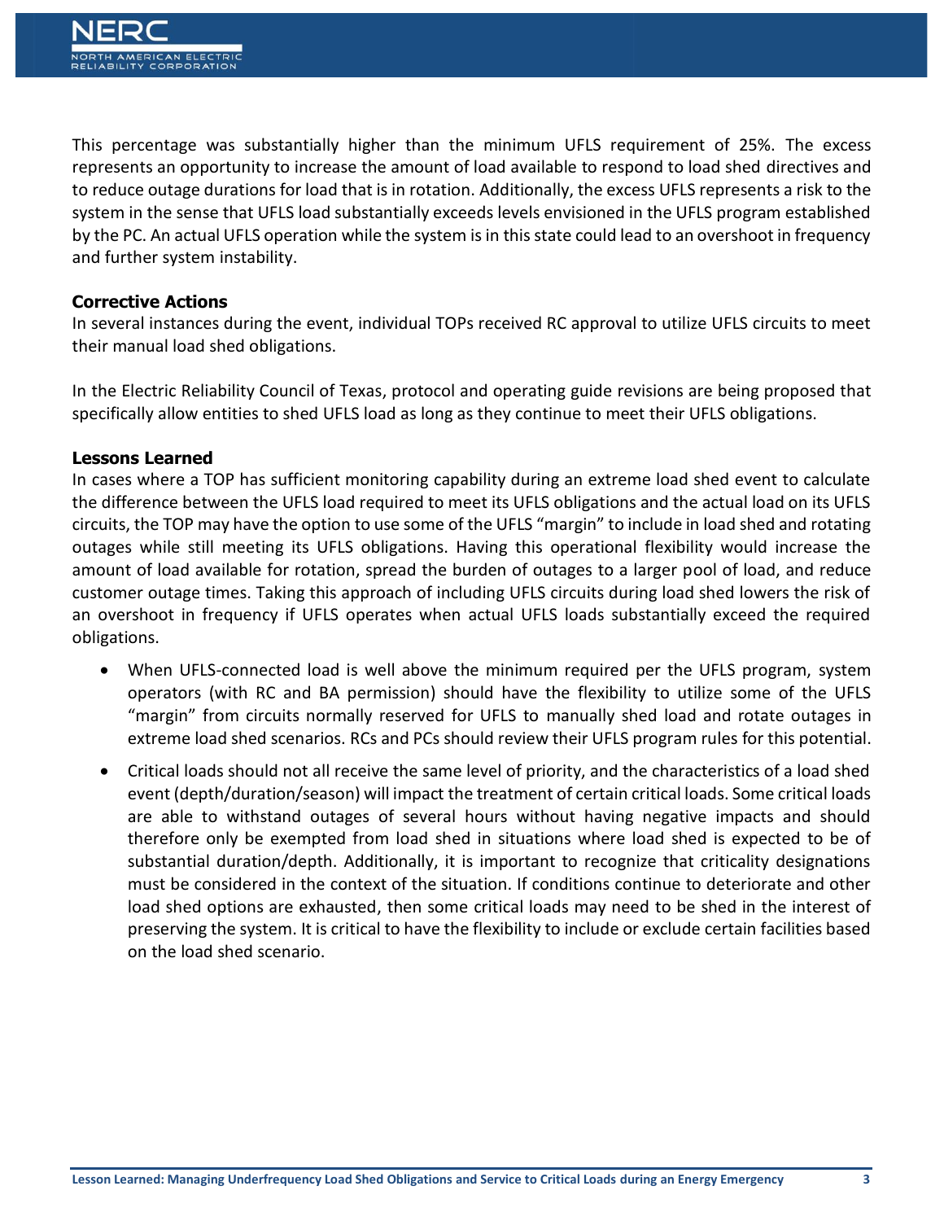This percentage was substantially higher than the minimum UFLS requirement of 25%. The excess represents an opportunity to increase the amount of load available to respond to load shed directives and to reduce outage durations for load that is in rotation. Additionally, the excess UFLS represents a risk to the system in the sense that UFLS load substantially exceeds levels envisioned in the UFLS program established by the PC. An actual UFLS operation while the system is in this state could lead to an overshoot in frequency and further system instability.

### Corrective Actions

In several instances during the event, individual TOPs received RC approval to utilize UFLS circuits to meet their manual load shed obligations.

In the Electric Reliability Council of Texas, protocol and operating guide revisions are being proposed that specifically allow entities to shed UFLS load as long as they continue to meet their UFLS obligations.

### Lessons Learned

In cases where a TOP has sufficient monitoring capability during an extreme load shed event to calculate the difference between the UFLS load required to meet its UFLS obligations and the actual load on its UFLS circuits, the TOP may have the option to use some of the UFLS "margin" to include in load shed and rotating outages while still meeting its UFLS obligations. Having this operational flexibility would increase the amount of load available for rotation, spread the burden of outages to a larger pool of load, and reduce customer outage times. Taking this approach of including UFLS circuits during load shed lowers the risk of an overshoot in frequency if UFLS operates when actual UFLS loads substantially exceed the required obligations.

- When UFLS-connected load is well above the minimum required per the UFLS program, system operators (with RC and BA permission) should have the flexibility to utilize some of the UFLS "margin" from circuits normally reserved for UFLS to manually shed load and rotate outages in extreme load shed scenarios. RCs and PCs should review their UFLS program rules for this potential.
- Critical loads should not all receive the same level of priority, and the characteristics of a load shed event (depth/duration/season) will impact the treatment of certain critical loads. Some critical loads are able to withstand outages of several hours without having negative impacts and should therefore only be exempted from load shed in situations where load shed is expected to be of substantial duration/depth. Additionally, it is important to recognize that criticality designations must be considered in the context of the situation. If conditions continue to deteriorate and other load shed options are exhausted, then some critical loads may need to be shed in the interest of preserving the system. It is critical to have the flexibility to include or exclude certain facilities based on the load shed scenario.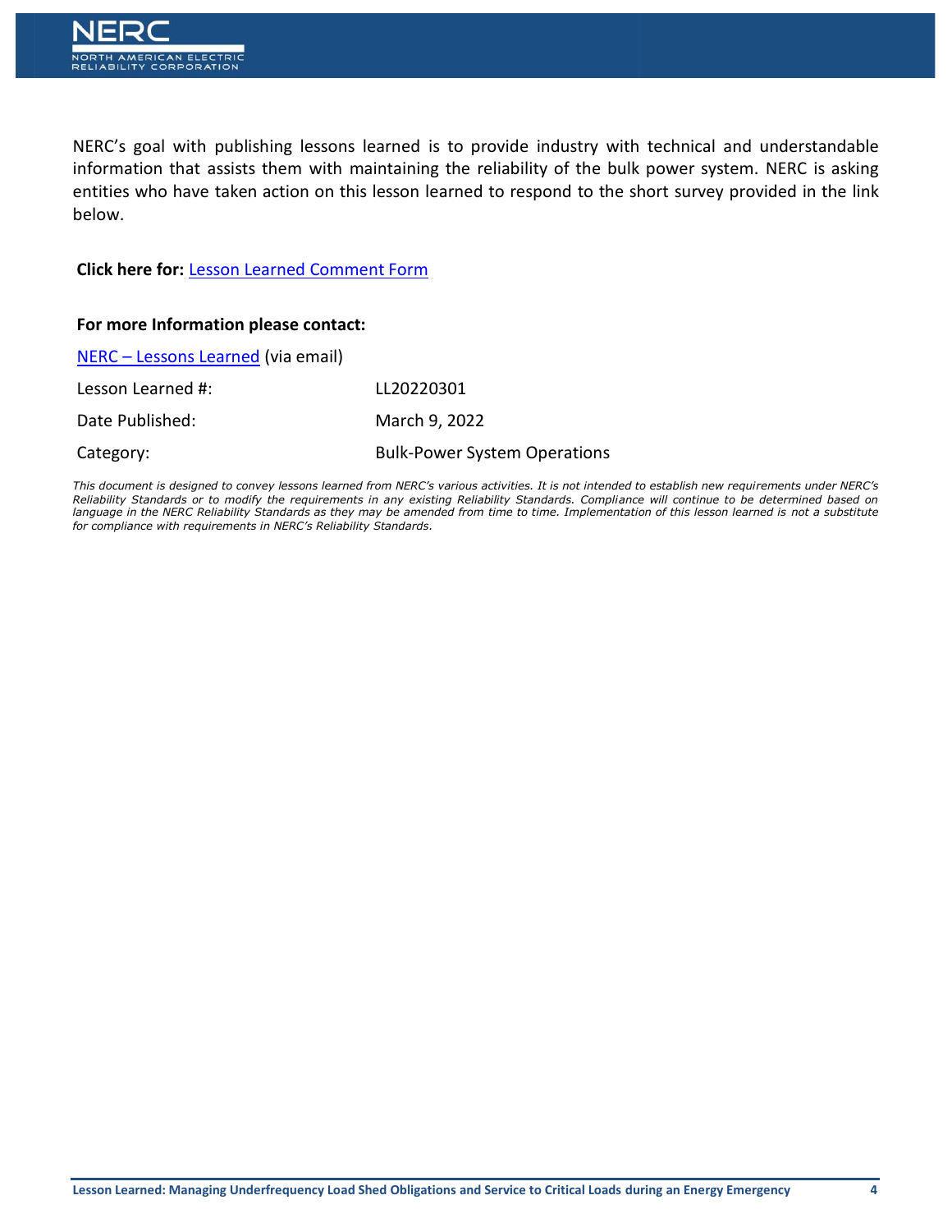NERC's goal with publishing lessons learned is to provide industry with technical and understandable information that assists them with maintaining the reliability of the bulk power system. NERC is asking entities who have taken action on this lesson learned to respond to the short survey provided in the link below.

**Click here for:** Lesson Learned Comment Form

**For more Information please contact:**

| | |
|---|---|
| NERC – Lessons Learned (via email) | |
| Lesson Learned #: | LL20220301 |
| Date Published: | March 9, 2022 |
| Category: | Bulk-Power System Operations |

*This document is designed to convey lessons learned from NERC's various activities. It is not intended to establish new requirements under NERC's Reliability Standards or to modify the requirements in any existing Reliability Standards. Compliance will continue to be determined based on language in the NERC Reliability Standards as they may be amended from time to time. Implementation of this lesson learned is not a substitute for compliance with requirements in NERC's Reliability Standards.*